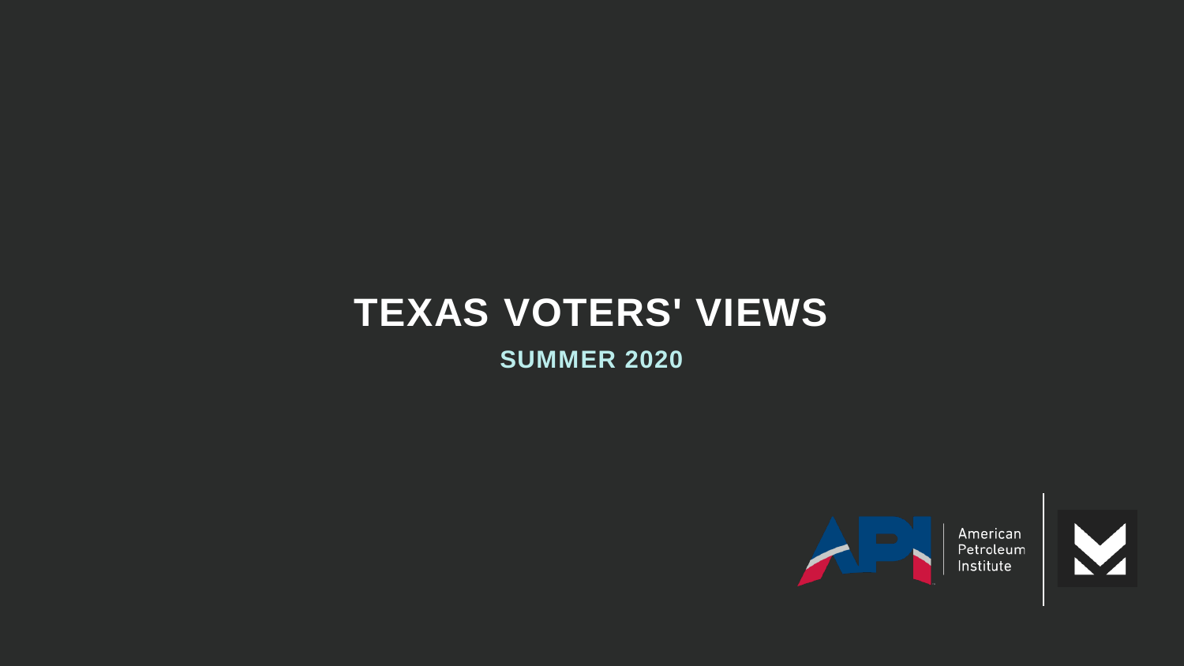# TEXAS VOTERS' VIEWS

## SUMMER 2020

American Petroleum Institute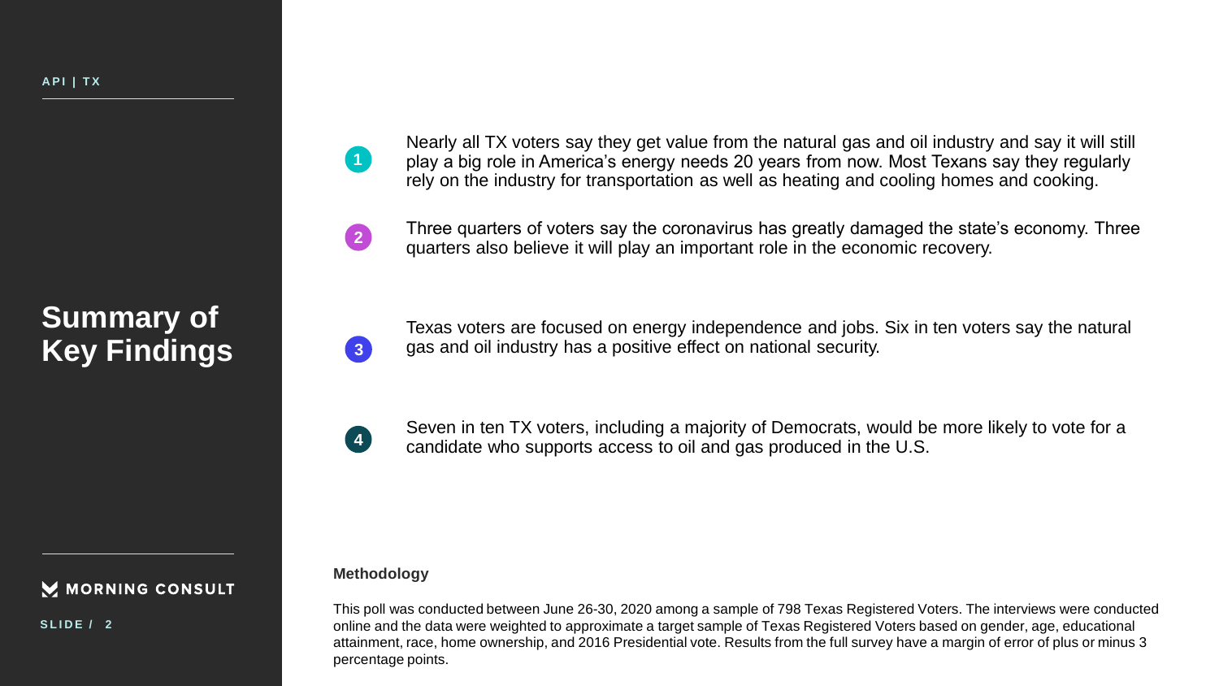## Summary of Key Findings

1. Nearly all TX voters say they get value from the natural gas and oil industry and say it will still play a big role in America's energy needs 20 years from now. Most Texans say they regularly rely on the industry for transportation as well as heating and cooling homes and cooking.

2. Three quarters of voters say the coronavirus has greatly damaged the state's economy. Three quarters also believe it will play an important role in the economic recovery.

3. Texas voters are focused on energy independence and jobs. Six in ten voters say the natural gas and oil industry has a positive effect on national security.

4. Seven in ten TX voters, including a majority of Democrats, would be more likely to vote for a candidate who supports access to oil and gas produced in the U.S.

**Methodology**

This poll was conducted between June 26-30, 2020 among a sample of 798 Texas Registered Voters. The interviews were conducted online and the data were weighted to approximate a target sample of Texas Registered Voters based on gender, age, educational attainment, race, home ownership, and 2016 Presidential vote. Results from the full survey have a margin of error of plus or minus 3 percentage points.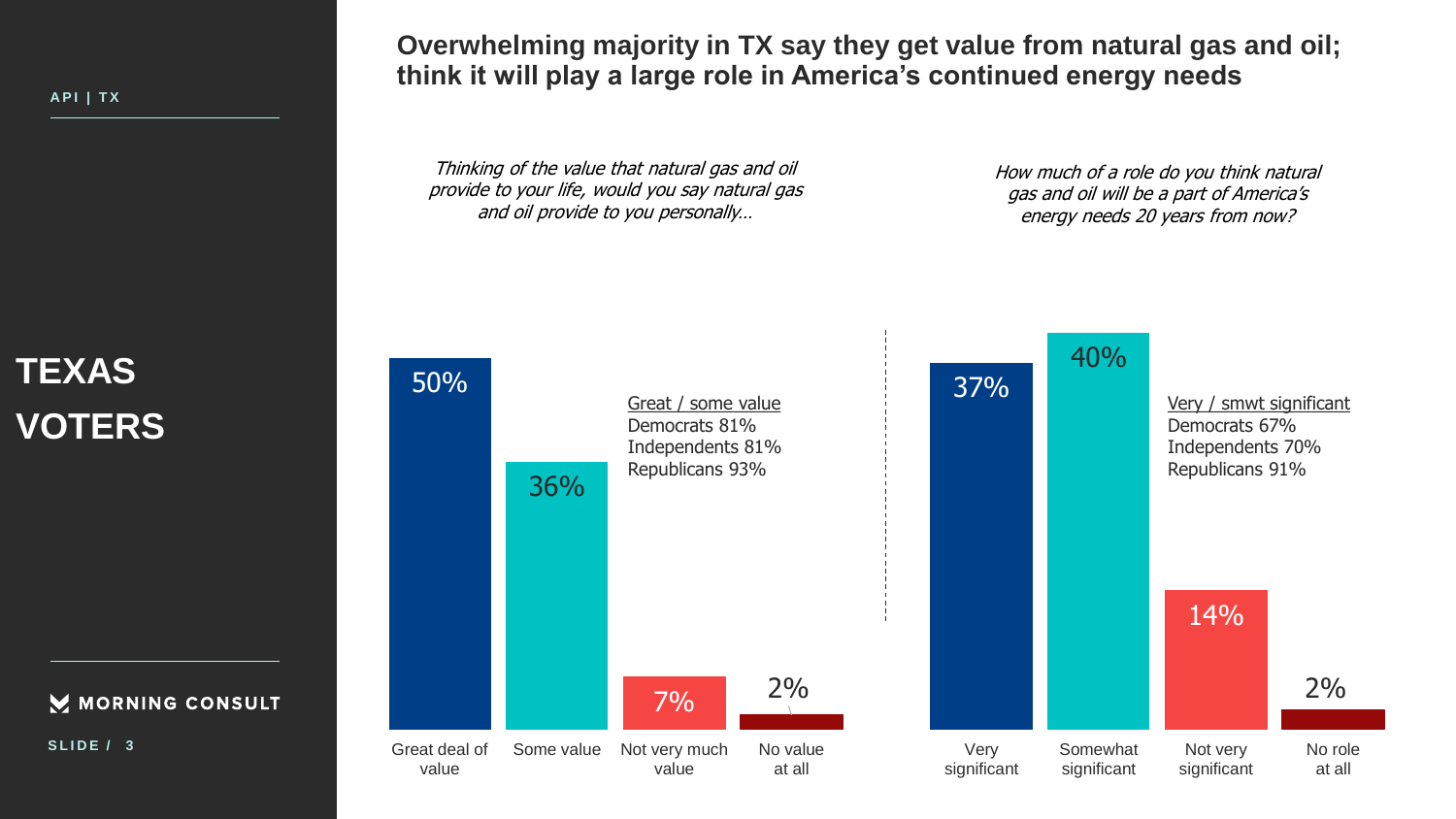API | TX

# TEXAS VOTERS

## Overwhelming majority in TX say they get value from natural gas and oil; think it will play a large role in America's continued energy needs

*Thinking of the value that natural gas and oil provide to your life, would you say natural gas and oil provide to you personally…*

| Response | % |
|---|---|
| Great deal of value | 50% |
| Some value | 36% |
| Not very much value | 7% |
| No value at all | 2% |

Great / some value
Democrats 81%
Independents 81%
Republicans 93%

*How much of a role do you think natural gas and oil will be a part of America's energy needs 20 years from now?*

| Response | % |
|---|---|
| Very significant | 37% |
| Somewhat significant | 40% |
| Not very significant | 14% |
| No role at all | 2% |

Very / smwt significant
Democrats 67%
Independents 70%
Republicans 91%

MORNING CONSULT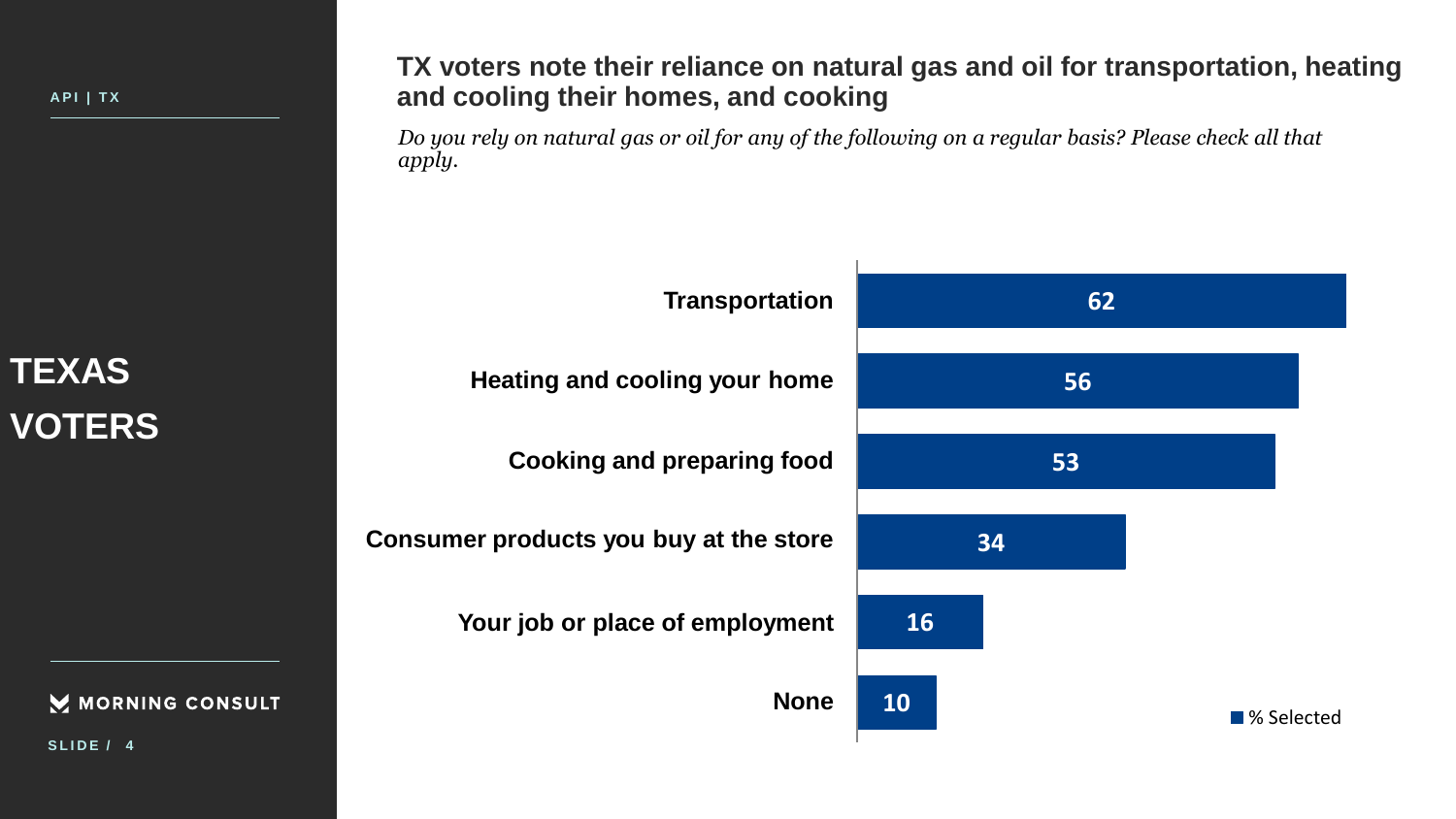API | TX

# TEXAS VOTERS

## TX voters note their reliance on natural gas and oil for transportation, heating and cooling their homes, and cooking

*Do you rely on natural gas or oil for any of the following on a regular basis? Please check all that apply.*

| | % Selected |
|---|---|
| Transportation | 62 |
| Heating and cooling your home | 56 |
| Cooking and preparing food | 53 |
| Consumer products you buy at the store | 34 |
| Your job or place of employment | 16 |
| None | 10 |

MORNING CONSULT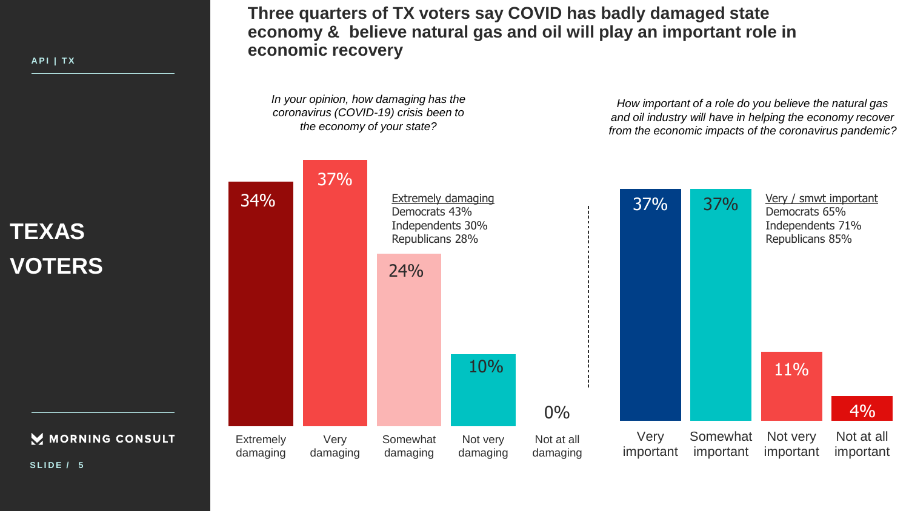API | TX

# TEXAS VOTERS

## Three quarters of TX voters say COVID has badly damaged state economy & believe natural gas and oil will play an important role in economic recovery

*In your opinion, how damaging has the coronavirus (COVID-19) crisis been to the economy of your state?*

| Extremely damaging | Very damaging | Somewhat damaging | Not very damaging | Not at all damaging |
|---|---|---|---|---|
| 34% | 37% | 24% | 10% | 0% |

Extremely damaging
Democrats 43%
Independents 30%
Republicans 28%

*How important of a role do you believe the natural gas and oil industry will have in helping the economy recover from the economic impacts of the coronavirus pandemic?*

| Very important | Somewhat important | Not very important | Not at all important |
|---|---|---|---|
| 37% | 37% | 11% | 4% |

Very / smwt important
Democrats 65%
Independents 71%
Republicans 85%

MORNING CONSULT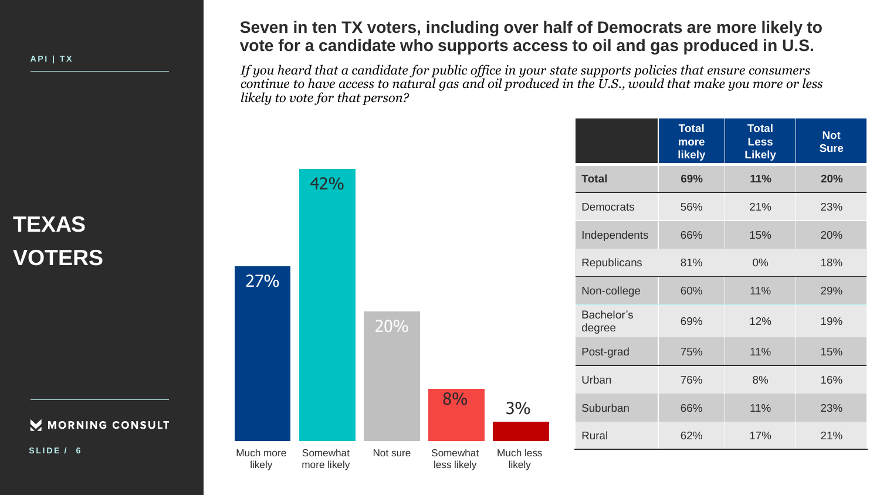API | TX

# TEXAS VOTERS

## Seven in ten TX voters, including over half of Democrats are more likely to vote for a candidate who supports access to oil and gas produced in U.S.

*If you heard that a candidate for public office in your state supports policies that ensure consumers continue to have access to natural gas and oil produced in the U.S., would that make you more or less likely to vote for that person?*

| Response | % |
|---|---|
| Much more likely | 27% |
| Somewhat more likely | 42% |
| Not sure | 20% |
| Somewhat less likely | 8% |
| Much less likely | 3% |

| | Total more likely | Total Less Likely | Not Sure |
|---|---|---|---|
| **Total** | **69%** | **11%** | **20%** |
| Democrats | 56% | 21% | 23% |
| Independents | 66% | 15% | 20% |
| Republicans | 81% | 0% | 18% |
| Non-college | 60% | 11% | 29% |
| Bachelor's degree | 69% | 12% | 19% |
| Post-grad | 75% | 11% | 15% |
| Urban | 76% | 8% | 16% |
| Suburban | 66% | 11% | 23% |
| Rural | 62% | 17% | 21% |

MORNING CONSULT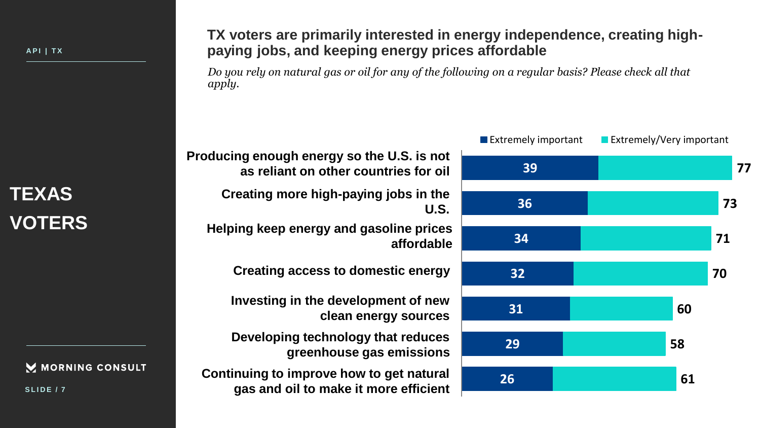API | TX

# TEXAS VOTERS

## TX voters are primarily interested in energy independence, creating high-paying jobs, and keeping energy prices affordable

*Do you rely on natural gas or oil for any of the following on a regular basis? Please check all that apply.*

| | Extremely important | Extremely/Very important |
|---|---|---|
| Producing enough energy so the U.S. is not as reliant on other countries for oil | 39 | 77 |
| Creating more high-paying jobs in the U.S. | 36 | 73 |
| Helping keep energy and gasoline prices affordable | 34 | 71 |
| Creating access to domestic energy | 32 | 70 |
| Investing in the development of new clean energy sources | 31 | 60 |
| Developing technology that reduces greenhouse gas emissions | 29 | 58 |
| Continuing to improve how to get natural gas and oil to make it more efficient | 26 | 61 |

MORNING CONSULT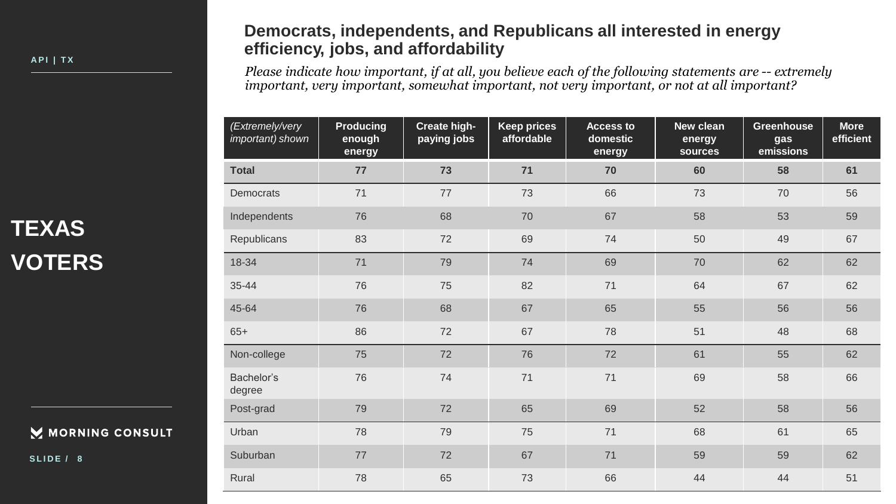API | TX

# TEXAS VOTERS

## Democrats, independents, and Republicans all interested in energy efficiency, jobs, and affordability

*Please indicate how important, if at all, you believe each of the following statements are -- extremely important, very important, somewhat important, not very important, or not at all important?*

| *(Extremely/very important) shown* | Producing enough energy | Create high-paying jobs | Keep prices affordable | Access to domestic energy | New clean energy sources | Greenhouse gas emissions | More efficient |
|---|---|---|---|---|---|---|---|
| **Total** | **77** | **73** | **71** | **70** | **60** | **58** | **61** |
| Democrats | 71 | 77 | 73 | 66 | 73 | 70 | 56 |
| Independents | 76 | 68 | 70 | 67 | 58 | 53 | 59 |
| Republicans | 83 | 72 | 69 | 74 | 50 | 49 | 67 |
| 18-34 | 71 | 79 | 74 | 69 | 70 | 62 | 62 |
| 35-44 | 76 | 75 | 82 | 71 | 64 | 67 | 62 |
| 45-64 | 76 | 68 | 67 | 65 | 55 | 56 | 56 |
| 65+ | 86 | 72 | 67 | 78 | 51 | 48 | 68 |
| Non-college | 75 | 72 | 76 | 72 | 61 | 55 | 62 |
| Bachelor's degree | 76 | 74 | 71 | 71 | 69 | 58 | 66 |
| Post-grad | 79 | 72 | 65 | 69 | 52 | 58 | 56 |
| Urban | 78 | 79 | 75 | 71 | 68 | 61 | 65 |
| Suburban | 77 | 72 | 67 | 71 | 59 | 59 | 62 |
| Rural | 78 | 65 | 73 | 66 | 44 | 44 | 51 |

MORNING CONSULT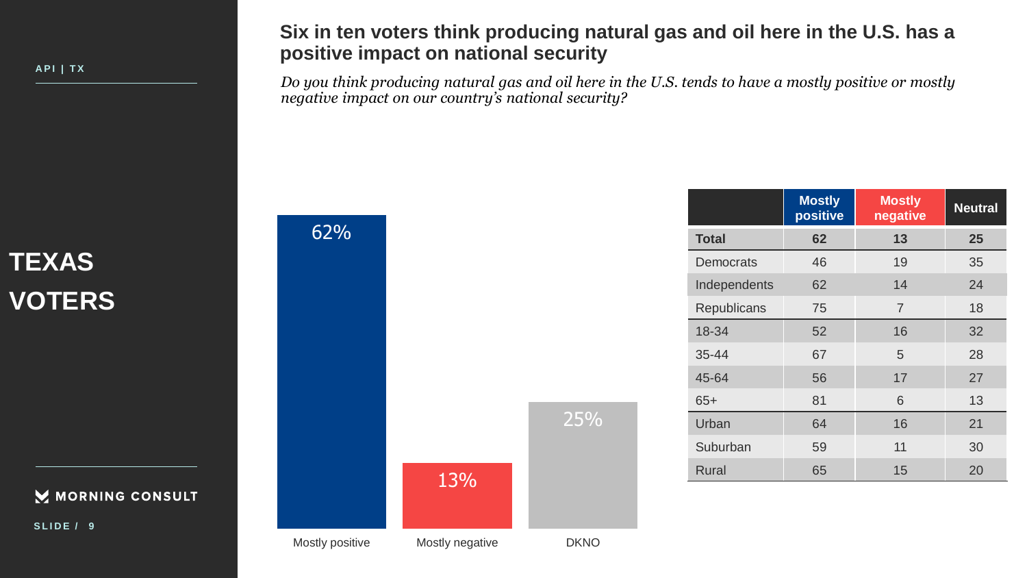API | TX

# TEXAS VOTERS

## Six in ten voters think producing natural gas and oil here in the U.S. has a positive impact on national security

*Do you think producing natural gas and oil here in the U.S. tends to have a mostly positive or mostly negative impact on our country's national security?*

| | Percent |
|---|---|
| Mostly positive | 62% |
| Mostly negative | 13% |
| DKNO | 25% |

| | Mostly positive | Mostly negative | Neutral |
|---|---|---|---|
| **Total** | **62** | **13** | **25** |
| Democrats | 46 | 19 | 35 |
| Independents | 62 | 14 | 24 |
| Republicans | 75 | 7 | 18 |
| 18-34 | 52 | 16 | 32 |
| 35-44 | 67 | 5 | 28 |
| 45-64 | 56 | 17 | 27 |
| 65+ | 81 | 6 | 13 |
| Urban | 64 | 16 | 21 |
| Suburban | 59 | 11 | 30 |
| Rural | 65 | 15 | 20 |

MORNING CONSULT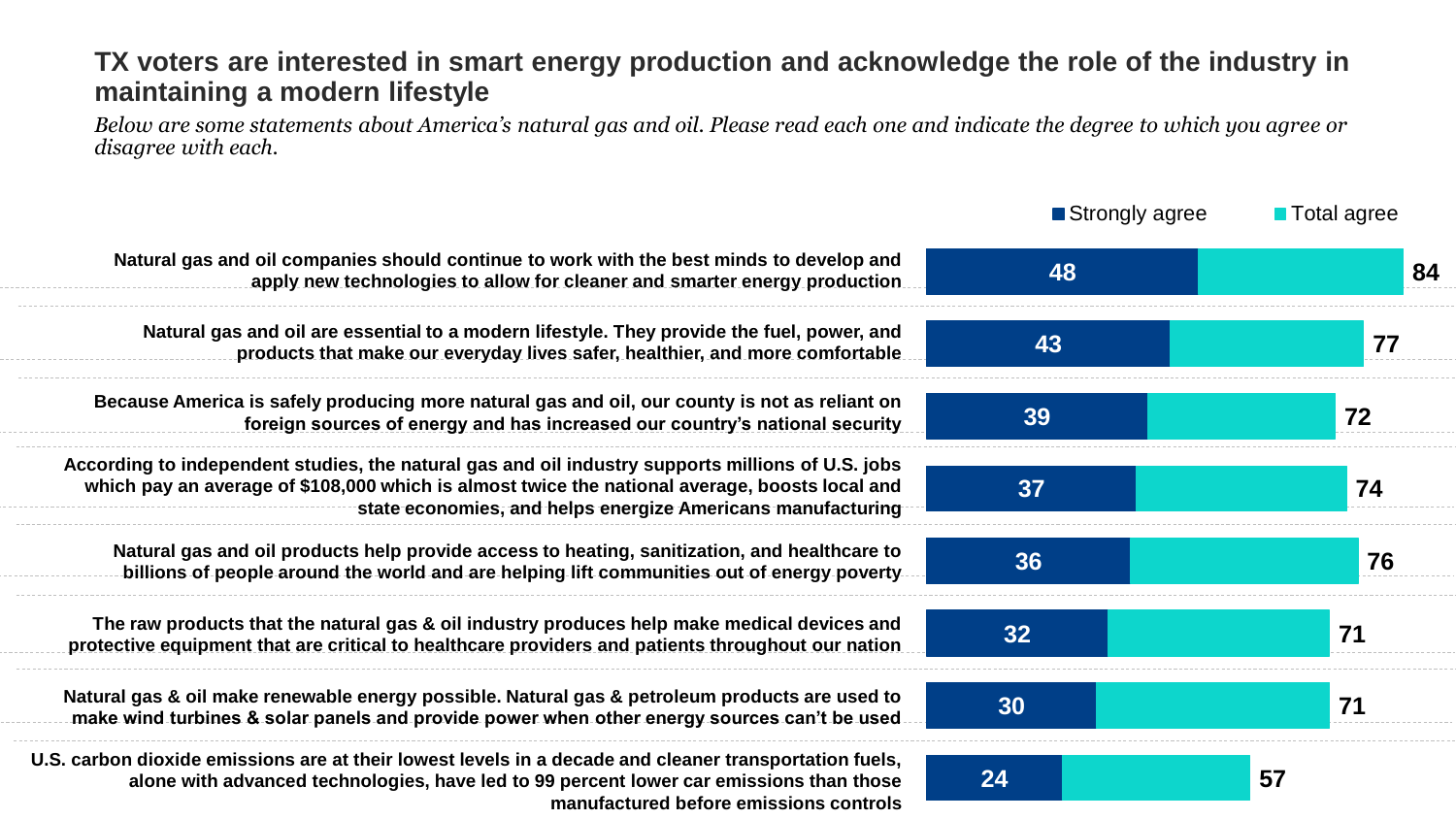## TX voters are interested in smart energy production and acknowledge the role of the industry in maintaining a modern lifestyle

*Below are some statements about America's natural gas and oil. Please read each one and indicate the degree to which you agree or disagree with each.*

| Statement | Strongly agree | Total agree |
|---|---|---|
| Natural gas and oil companies should continue to work with the best minds to develop and apply new technologies to allow for cleaner and smarter energy production | 48 | 84 |
| Natural gas and oil are essential to a modern lifestyle. They provide the fuel, power, and products that make our everyday lives safer, healthier, and more comfortable | 43 | 77 |
| Because America is safely producing more natural gas and oil, our county is not as reliant on foreign sources of energy and has increased our country's national security | 39 | 72 |
| According to independent studies, the natural gas and oil industry supports millions of U.S. jobs which pay an average of $108,000 which is almost twice the national average, boosts local and state economies, and helps energize Americans manufacturing | 37 | 74 |
| Natural gas and oil products help provide access to heating, sanitization, and healthcare to billions of people around the world and are helping lift communities out of energy poverty | 36 | 76 |
| The raw products that the natural gas & oil industry produces help make medical devices and protective equipment that are critical to healthcare providers and patients throughout our nation | 32 | 71 |
| Natural gas & oil make renewable energy possible. Natural gas & petroleum products are used to make wind turbines & solar panels and provide power when other energy sources can't be used | 30 | 71 |
| U.S. carbon dioxide emissions are at their lowest levels in a decade and cleaner transportation fuels, alone with advanced technologies, have led to 99 percent lower car emissions than those manufactured before emissions controls | 24 | 57 |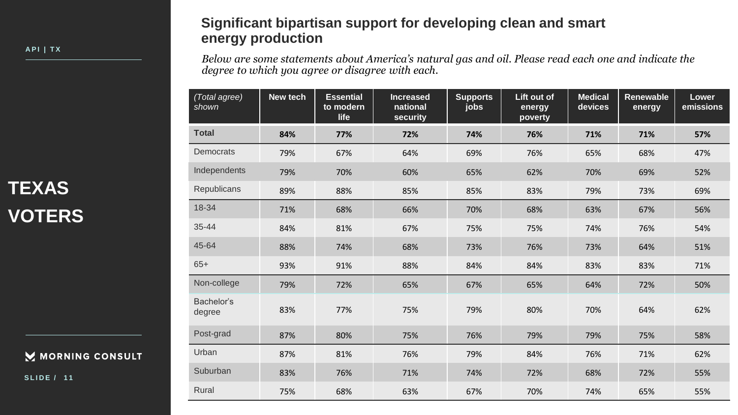API | TX

# TEXAS VOTERS

## Significant bipartisan support for developing clean and smart energy production

*Below are some statements about America's natural gas and oil. Please read each one and indicate the degree to which you agree or disagree with each.*

| *(Total agree) shown* | New tech | Essential to modern life | Increased national security | Supports jobs | Lift out of energy poverty | Medical devices | Renewable energy | Lower emissions |
|---|---|---|---|---|---|---|---|---|
| **Total** | **84%** | **77%** | **72%** | **74%** | **76%** | **71%** | **71%** | **57%** |
| Democrats | 79% | 67% | 64% | 69% | 76% | 65% | 68% | 47% |
| Independents | 79% | 70% | 60% | 65% | 62% | 70% | 69% | 52% |
| Republicans | 89% | 88% | 85% | 85% | 83% | 79% | 73% | 69% |
| 18-34 | 71% | 68% | 66% | 70% | 68% | 63% | 67% | 56% |
| 35-44 | 84% | 81% | 67% | 75% | 75% | 74% | 76% | 54% |
| 45-64 | 88% | 74% | 68% | 73% | 76% | 73% | 64% | 51% |
| 65+ | 93% | 91% | 88% | 84% | 84% | 83% | 83% | 71% |
| Non-college | 79% | 72% | 65% | 67% | 65% | 64% | 72% | 50% |
| Bachelor's degree | 83% | 77% | 75% | 79% | 80% | 70% | 64% | 62% |
| Post-grad | 87% | 80% | 75% | 76% | 79% | 79% | 75% | 58% |
| Urban | 87% | 81% | 76% | 79% | 84% | 76% | 71% | 62% |
| Suburban | 83% | 76% | 71% | 74% | 72% | 68% | 72% | 55% |
| Rural | 75% | 68% | 63% | 67% | 70% | 74% | 65% | 55% |

MORNING CONSULT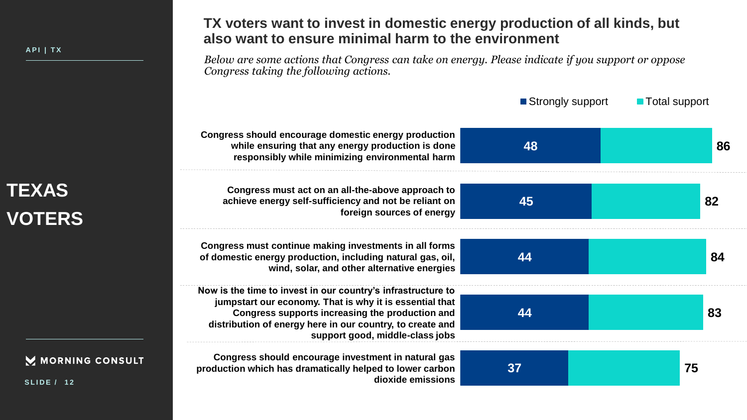API | TX

# TEXAS VOTERS

## TX voters want to invest in domestic energy production of all kinds, but also want to ensure minimal harm to the environment

*Below are some actions that Congress can take on energy. Please indicate if you support or oppose Congress taking the following actions.*

| Action | Strongly support | Total support |
| --- | --- | --- |
| Congress should encourage domestic energy production while ensuring that any energy production is done responsibly while minimizing environmental harm | 48 | 86 |
| Congress must act on an all-the-above approach to achieve energy self-sufficiency and not be reliant on foreign sources of energy | 45 | 82 |
| Congress must continue making investments in all forms of domestic energy production, including natural gas, oil, wind, solar, and other alternative energies | 44 | 84 |
| Now is the time to invest in our country's infrastructure to jumpstart our economy. That is why it is essential that Congress supports increasing the production and distribution of energy here in our country, to create and support good, middle-class jobs | 44 | 83 |
| Congress should encourage investment in natural gas production which has dramatically helped to lower carbon dioxide emissions | 37 | 75 |

MORNING CONSULT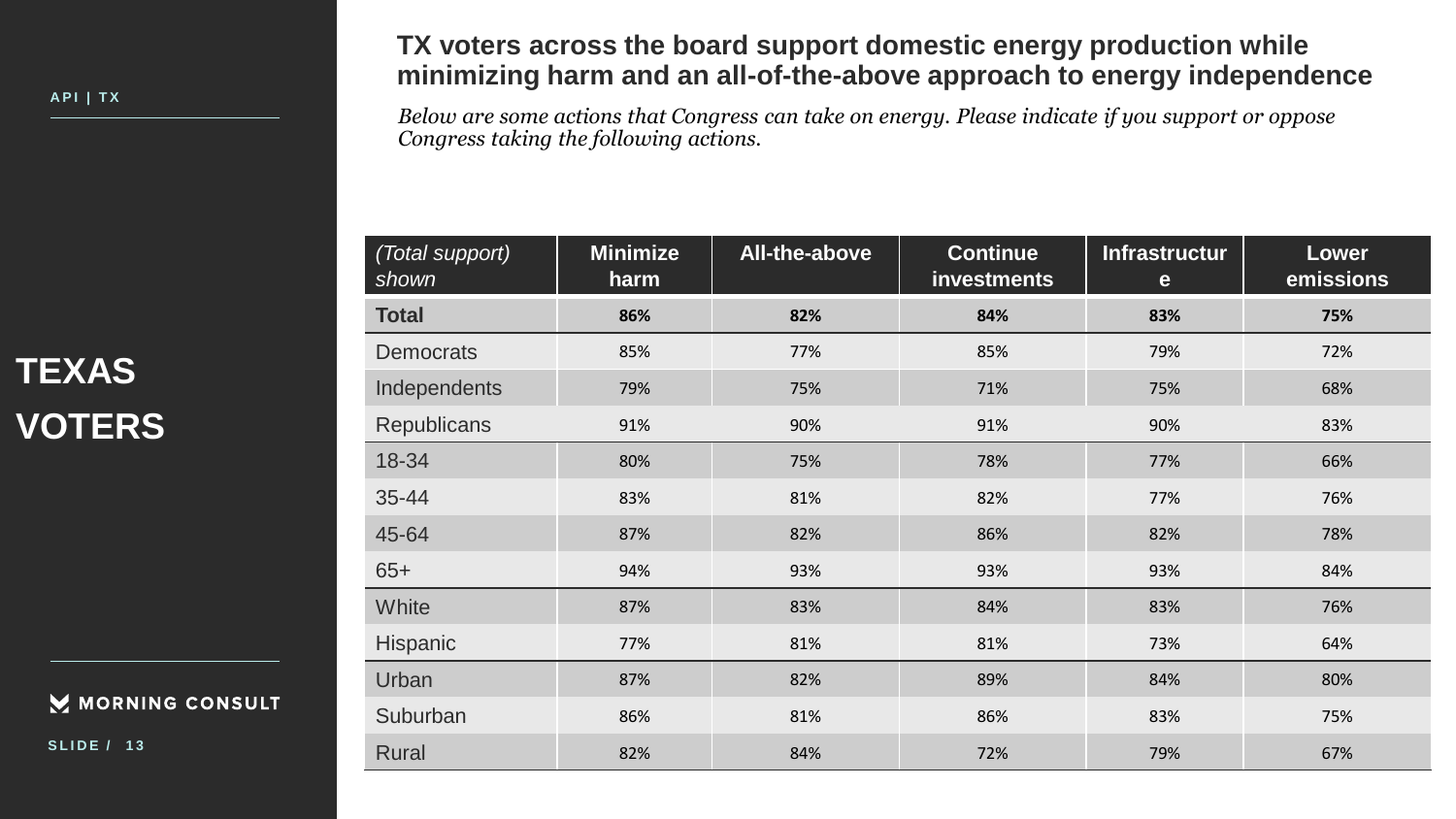API | TX

# TX voters across the board support domestic energy production while minimizing harm and an all-of-the-above approach to energy independence

*Below are some actions that Congress can take on energy. Please indicate if you support or oppose Congress taking the following actions.*

## TEXAS VOTERS

| *(Total support) shown* | Minimize harm | All-the-above | Continue investments | Infrastructure | Lower emissions |
|---|---|---|---|---|---|
| **Total** | **86%** | **82%** | **84%** | **83%** | **75%** |
| Democrats | 85% | 77% | 85% | 79% | 72% |
| Independents | 79% | 75% | 71% | 75% | 68% |
| Republicans | 91% | 90% | 91% | 90% | 83% |
| 18-34 | 80% | 75% | 78% | 77% | 66% |
| 35-44 | 83% | 81% | 82% | 77% | 76% |
| 45-64 | 87% | 82% | 86% | 82% | 78% |
| 65+ | 94% | 93% | 93% | 93% | 84% |
| White | 87% | 83% | 84% | 83% | 76% |
| Hispanic | 77% | 81% | 81% | 73% | 64% |
| Urban | 87% | 82% | 89% | 84% | 80% |
| Suburban | 86% | 81% | 86% | 83% | 75% |
| Rural | 82% | 84% | 72% | 79% | 67% |

MORNING CONSULT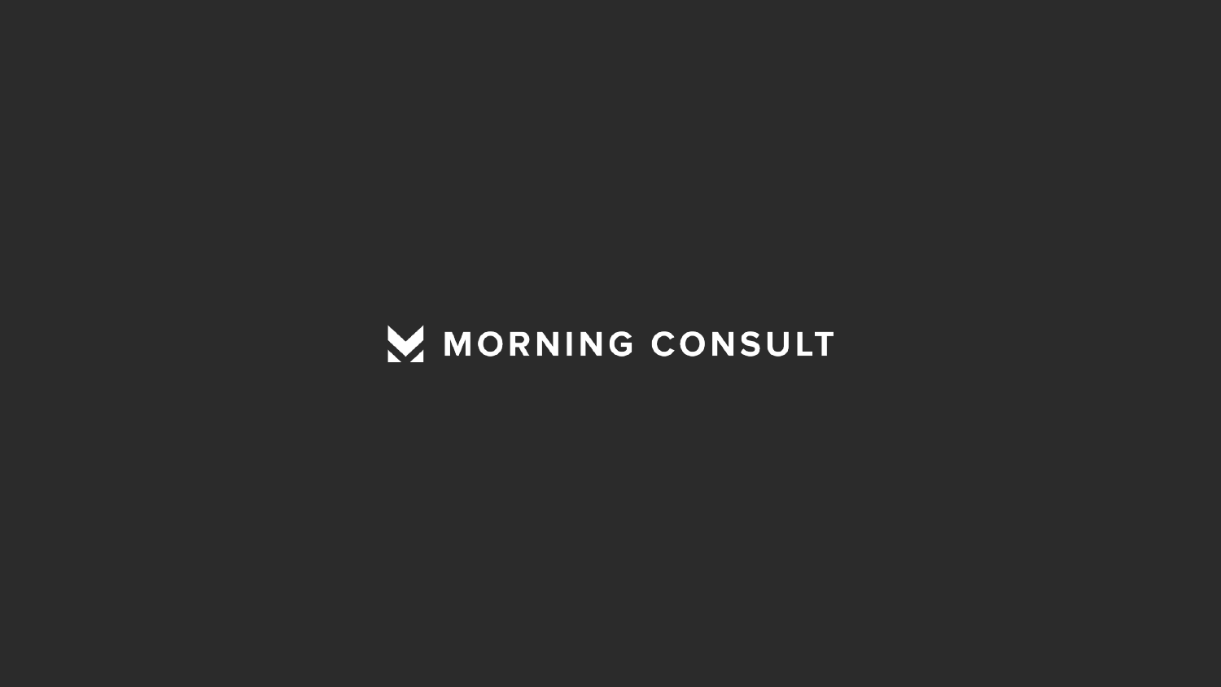MORNING CONSULT